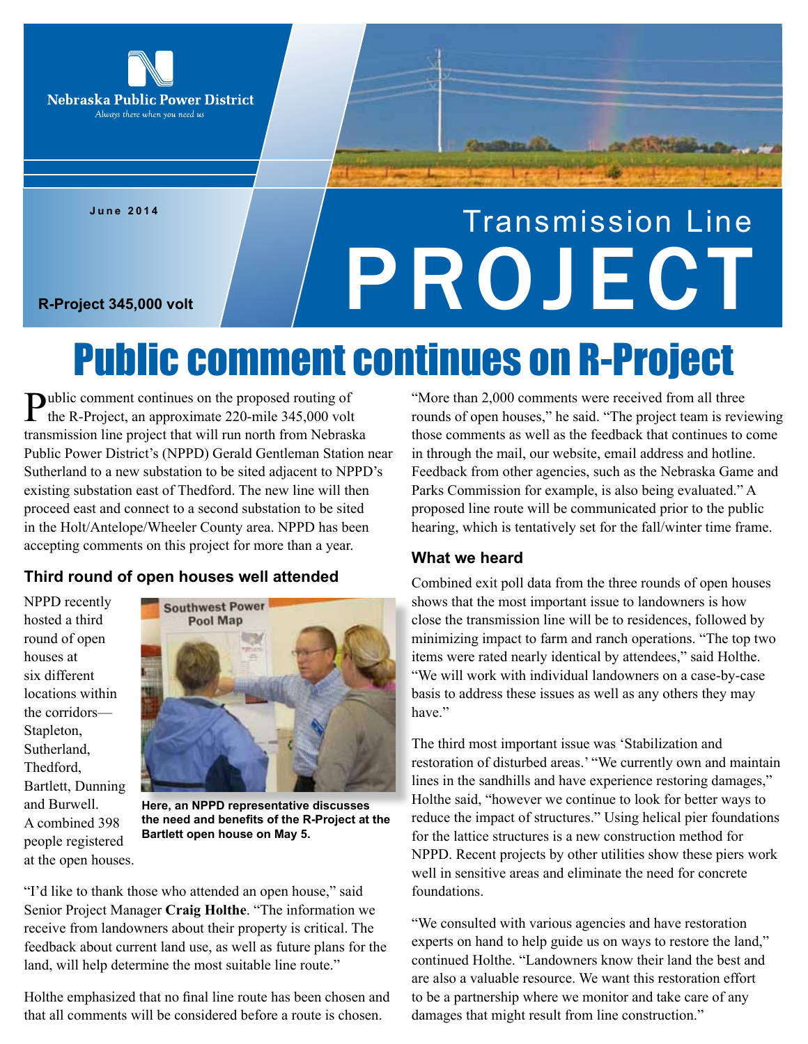Nebraska Public Power District

*Always there when you need us*

June 2014

R-Project 345,000 volt

Transmission Line

# PROJECT

# Public comment continues on R-Project

Public comment continues on the proposed routing of the R-Project, an approximate 220-mile 345,000 volt transmission line project that will run north from Nebraska Public Power District's (NPPD) Gerald Gentleman Station near Sutherland to a new substation to be sited adjacent to NPPD's existing substation east of Thedford. The new line will then proceed east and connect to a second substation to be sited in the Holt/Antelope/Wheeler County area. NPPD has been accepting comments on this project for more than a year.

## Third round of open houses well attended

NPPD recently hosted a third round of open houses at six different locations within the corridors—Stapleton, Sutherland, Thedford, Bartlett, Dunning and Burwell. A combined 398 people registered at the open houses.

**Here, an NPPD representative discusses the need and benefits of the R-Project at the Bartlett open house on May 5.**

"I'd like to thank those who attended an open house," said Senior Project Manager **Craig Holthe**. "The information we receive from landowners about their property is critical. The feedback about current land use, as well as future plans for the land, will help determine the most suitable line route."

Holthe emphasized that no final line route has been chosen and that all comments will be considered before a route is chosen.

"More than 2,000 comments were received from all three rounds of open houses," he said. "The project team is reviewing those comments as well as the feedback that continues to come in through the mail, our website, email address and hotline. Feedback from other agencies, such as the Nebraska Game and Parks Commission for example, is also being evaluated." A proposed line route will be communicated prior to the public hearing, which is tentatively set for the fall/winter time frame.

## What we heard

Combined exit poll data from the three rounds of open houses shows that the most important issue to landowners is how close the transmission line will be to residences, followed by minimizing impact to farm and ranch operations. "The top two items were rated nearly identical by attendees," said Holthe. "We will work with individual landowners on a case-by-case basis to address these issues as well as any others they may have."

The third most important issue was 'Stabilization and restoration of disturbed areas.' "We currently own and maintain lines in the sandhills and have experience restoring damages," Holthe said, "however we continue to look for better ways to reduce the impact of structures." Using helical pier foundations for the lattice structures is a new construction method for NPPD. Recent projects by other utilities show these piers work well in sensitive areas and eliminate the need for concrete foundations.

"We consulted with various agencies and have restoration experts on hand to help guide us on ways to restore the land," continued Holthe. "Landowners know their land the best and are also a valuable resource. We want this restoration effort to be a partnership where we monitor and take care of any damages that might result from line construction."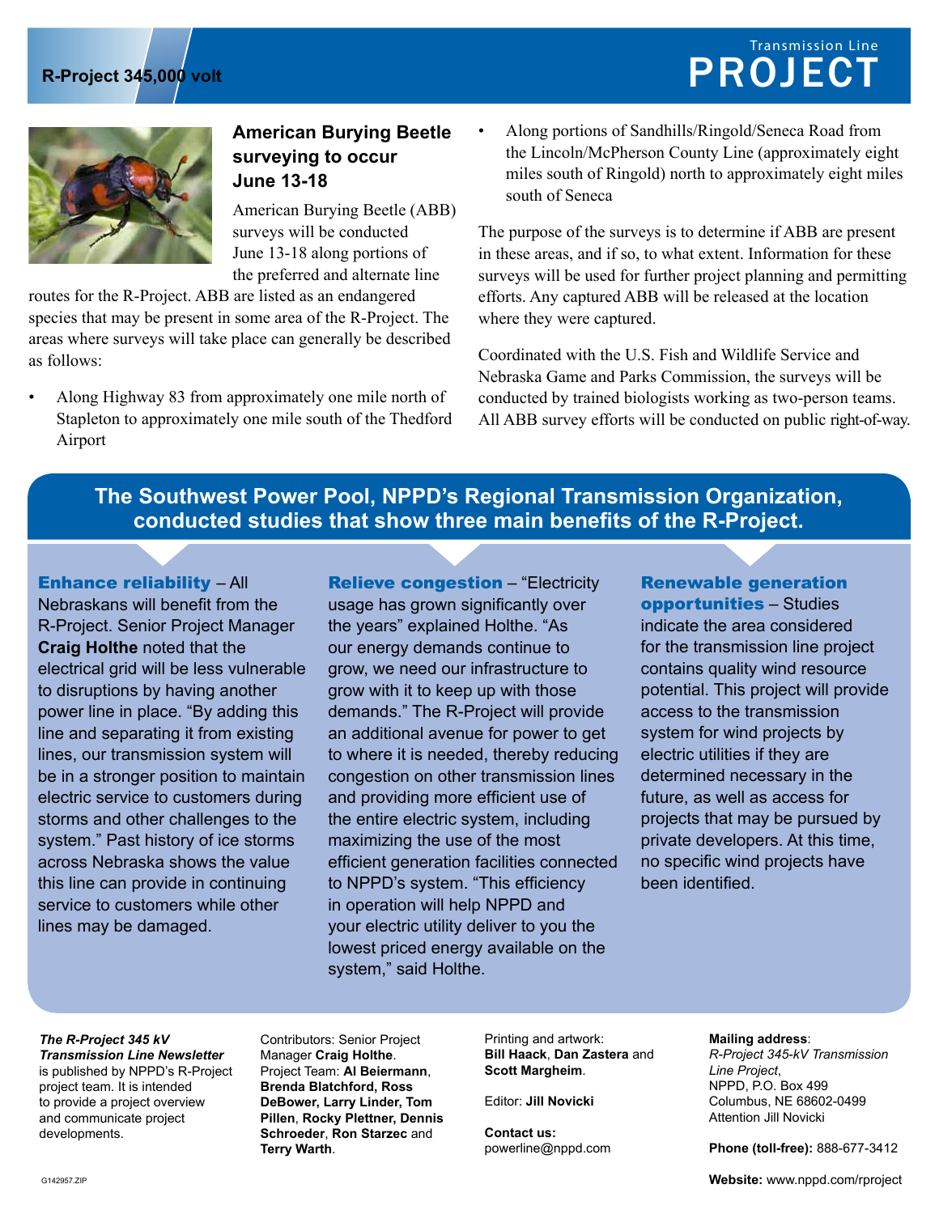R-Project 345,000 volt

Transmission Line
# PROJECT

## American Burying Beetle surveying to occur June 13-18

American Burying Beetle (ABB) surveys will be conducted June 13-18 along portions of the preferred and alternate line routes for the R-Project. ABB are listed as an endangered species that may be present in some area of the R-Project. The areas where surveys will take place can generally be described as follows:

- Along Highway 83 from approximately one mile north of Stapleton to approximately one mile south of the Thedford Airport
- Along portions of Sandhills/Ringold/Seneca Road from the Lincoln/McPherson County Line (approximately eight miles south of Ringold) north to approximately eight miles south of Seneca

The purpose of the surveys is to determine if ABB are present in these areas, and if so, to what extent. Information for these surveys will be used for further project planning and permitting efforts. Any captured ABB will be released at the location where they were captured.

Coordinated with the U.S. Fish and Wildlife Service and Nebraska Game and Parks Commission, the surveys will be conducted by trained biologists working as two-person teams. All ABB survey efforts will be conducted on public right-of-way.

## The Southwest Power Pool, NPPD's Regional Transmission Organization, conducted studies that show three main benefits of the R-Project.

**Enhance reliability** – All Nebraskans will benefit from the R-Project. Senior Project Manager **Craig Holthe** noted that the electrical grid will be less vulnerable to disruptions by having another power line in place. "By adding this line and separating it from existing lines, our transmission system will be in a stronger position to maintain electric service to customers during storms and other challenges to the system." Past history of ice storms across Nebraska shows the value this line can provide in continuing service to customers while other lines may be damaged.

**Relieve congestion** – "Electricity usage has grown significantly over the years" explained Holthe. "As our energy demands continue to grow, we need our infrastructure to grow with it to keep up with those demands." The R-Project will provide an additional avenue for power to get to where it is needed, thereby reducing congestion on other transmission lines and providing more efficient use of the entire electric system, including maximizing the use of the most efficient generation facilities connected to NPPD's system. "This efficiency in operation will help NPPD and your electric utility deliver to you the lowest priced energy available on the system," said Holthe.

**Renewable generation opportunities** – Studies indicate the area considered for the transmission line project contains quality wind resource potential. This project will provide access to the transmission system for wind projects by electric utilities if they are determined necessary in the future, as well as access for projects that may be pursued by private developers. At this time, no specific wind projects have been identified.

***The R-Project 345 kV Transmission Line Newsletter*** is published by NPPD's R-Project project team. It is intended to provide a project overview and communicate project developments.

Contributors: Senior Project Manager **Craig Holthe**. Project Team: **Al Beiermann**, **Brenda Blatchford, Ross DeBower, Larry Linder, Tom Pillen**, **Rocky Plettner, Dennis Schroeder**, **Ron Starzec** and **Terry Warth**.

Printing and artwork: **Bill Haack**, **Dan Zastera** and **Scott Margheim**.

Editor: **Jill Novicki**

**Contact us:**
powerline@nppd.com

**Mailing address**:
*R-Project 345-kV Transmission Line Project*,
NPPD, P.O. Box 499
Columbus, NE 68602-0499
Attention Jill Novicki

**Phone (toll-free):** 888-677-3412

**Website:** www.nppd.com/rproject

G142957.ZIP